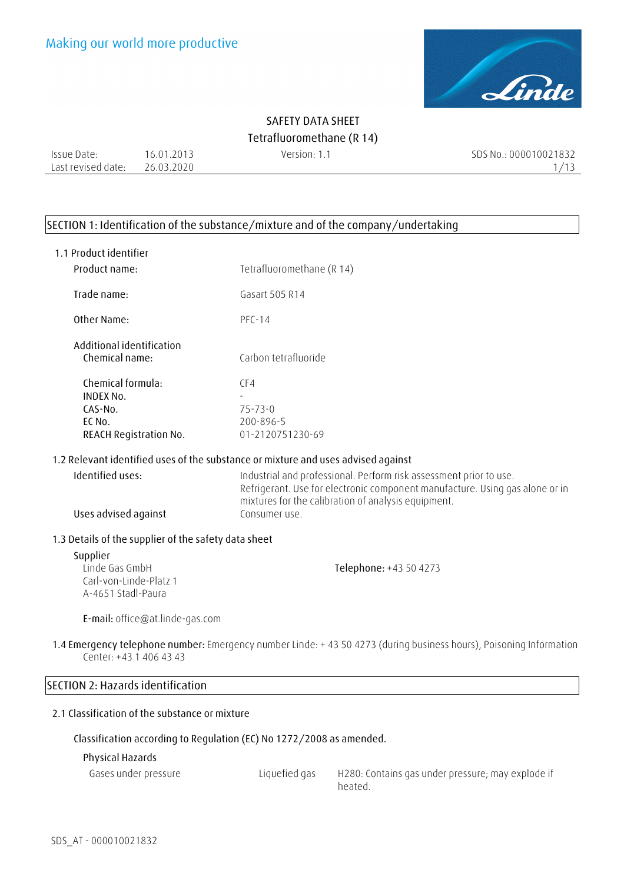Making our world more productive

# SAFETY DATA SHEET

## Tetrafluoromethane (R 14)

Issue Date: 16.01.2013 | Version: 1.1 | SDS No.: 000010021832
Last revised date: 26.03.2020

## SECTION 1: Identification of the substance/mixture and of the company/undertaking

### 1.1 Product identifier

| | |
|---|---|
| Product name: | Tetrafluoromethane (R 14) |
| Trade name: | Gasart 505 R14 |
| Other Name: | PFC-14 |

**Additional identification**

| | |
|---|---|
| Chemical name: | Carbon tetrafluoride |
| Chemical formula: | CF4 |
| INDEX No. | - |
| CAS-No. | 75-73-0 |
| EC No. | 200-896-5 |
| REACH Registration No. | 01-2120751230-69 |

### 1.2 Relevant identified uses of the substance or mixture and uses advised against

| | |
|---|---|
| Identified uses: | Industrial and professional. Perform risk assessment prior to use. Refrigerant. Use for electronic component manufacture. Using gas alone or in mixtures for the calibration of analysis equipment. |
| Uses advised against | Consumer use. |

### 1.3 Details of the supplier of the safety data sheet

**Supplier**
Linde Gas GmbH
Carl-von-Linde-Platz 1
A-4651 Stadl-Paura

**Telephone:** +43 50 4273

**E-mail:** office@at.linde-gas.com

**1.4 Emergency telephone number:** Emergency number Linde: + 43 50 4273 (during business hours), Poisoning Information Center: +43 1 406 43 43

## SECTION 2: Hazards identification

### 2.1 Classification of the substance or mixture

Classification according to Regulation (EC) No 1272/2008 as amended.

**Physical Hazards**

| | | |
|---|---|---|
| Gases under pressure | Liquefied gas | H280: Contains gas under pressure; may explode if heated. |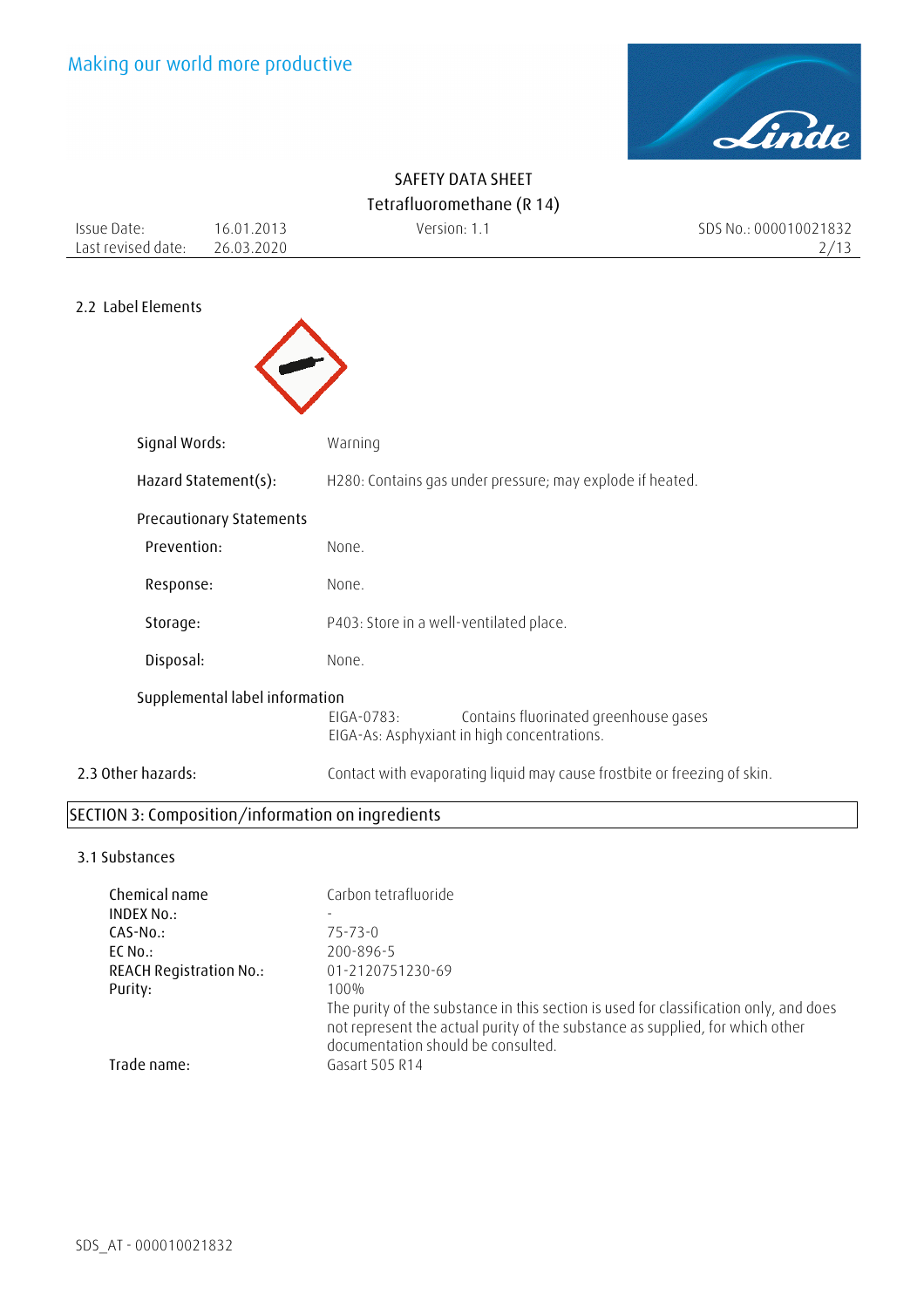## 2.2 Label Elements

| | |
|---|---|
| Signal Words: | Warning |
| Hazard Statement(s): | H280: Contains gas under pressure; may explode if heated. |

**Precautionary Statements**

| | |
|---|---|
| Prevention: | None. |
| Response: | None. |
| Storage: | P403: Store in a well-ventilated place. |
| Disposal: | None. |

**Supplemental label information**

EIGA-0783: Contains fluorinated greenhouse gases
EIGA-As: Asphyxiant in high concentrations.

## 2.3 Other hazards:

Contact with evaporating liquid may cause frostbite or freezing of skin.

# SECTION 3: Composition/information on ingredients

## 3.1 Substances

| | |
|---|---|
| Chemical name | Carbon tetrafluoride |
| INDEX No.: | - |
| CAS-No.: | 75-73-0 |
| EC No.: | 200-896-5 |
| REACH Registration No.: | 01-2120751230-69 |
| Purity: | 100% <br> The purity of the substance in this section is used for classification only, and does not represent the actual purity of the substance as supplied, for which other documentation should be consulted. |
| Trade name: | Gasart 505 R14 |

SDS_AT - 000010021832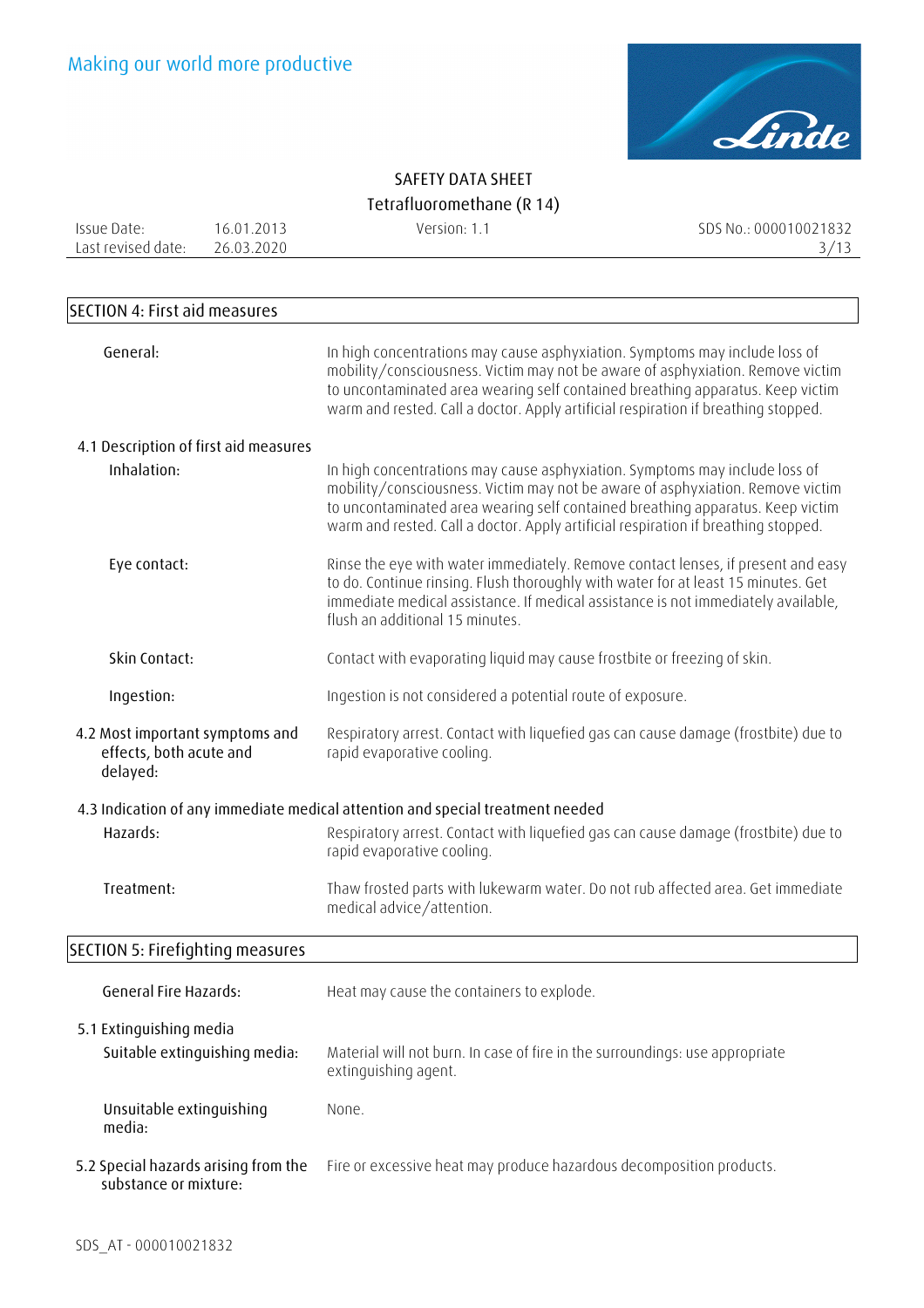## SECTION 4: First aid measures

| | |
|---|---|
| General: | In high concentrations may cause asphyxiation. Symptoms may include loss of mobility/consciousness. Victim may not be aware of asphyxiation. Remove victim to uncontaminated area wearing self contained breathing apparatus. Keep victim warm and rested. Call a doctor. Apply artificial respiration if breathing stopped. |

### 4.1 Description of first aid measures

| | |
|---|---|
| Inhalation: | In high concentrations may cause asphyxiation. Symptoms may include loss of mobility/consciousness. Victim may not be aware of asphyxiation. Remove victim to uncontaminated area wearing self contained breathing apparatus. Keep victim warm and rested. Call a doctor. Apply artificial respiration if breathing stopped. |
| Eye contact: | Rinse the eye with water immediately. Remove contact lenses, if present and easy to do. Continue rinsing. Flush thoroughly with water for at least 15 minutes. Get immediate medical assistance. If medical assistance is not immediately available, flush an additional 15 minutes. |
| Skin Contact: | Contact with evaporating liquid may cause frostbite or freezing of skin. |
| Ingestion: | Ingestion is not considered a potential route of exposure. |

| | |
|---|---|
| 4.2 Most important symptoms and effects, both acute and delayed: | Respiratory arrest. Contact with liquefied gas can cause damage (frostbite) due to rapid evaporative cooling. |

### 4.3 Indication of any immediate medical attention and special treatment needed

| | |
|---|---|
| Hazards: | Respiratory arrest. Contact with liquefied gas can cause damage (frostbite) due to rapid evaporative cooling. |
| Treatment: | Thaw frosted parts with lukewarm water. Do not rub affected area. Get immediate medical advice/attention. |

## SECTION 5: Firefighting measures

| | |
|---|---|
| General Fire Hazards: | Heat may cause the containers to explode. |

### 5.1 Extinguishing media

| | |
|---|---|
| Suitable extinguishing media: | Material will not burn. In case of fire in the surroundings: use appropriate extinguishing agent. |
| Unsuitable extinguishing media: | None. |

| | |
|---|---|
| 5.2 Special hazards arising from the substance or mixture: | Fire or excessive heat may produce hazardous decomposition products. |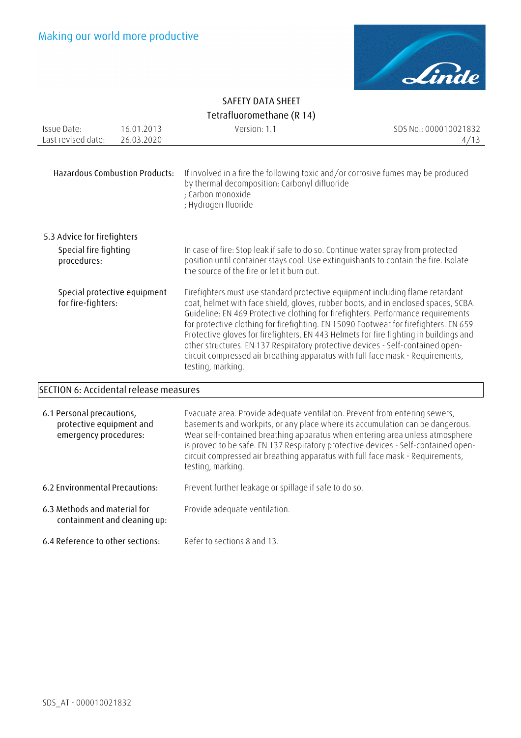**Hazardous Combustion Products:** If involved in a fire the following toxic and/or corrosive fumes may be produced by thermal decomposition: Carbonyl difluoride
; Carbon monoxide
; Hydrogen fluoride

**5.3 Advice for firefighters**

**Special fire fighting procedures:** In case of fire: Stop leak if safe to do so. Continue water spray from protected position until container stays cool. Use extinguishants to contain the fire. Isolate the source of the fire or let it burn out.

**Special protective equipment for fire-fighters:** Firefighters must use standard protective equipment including flame retardant coat, helmet with face shield, gloves, rubber boots, and in enclosed spaces, SCBA. Guideline: EN 469 Protective clothing for firefighters. Performance requirements for protective clothing for firefighting. EN 15090 Footwear for firefighters. EN 659 Protective gloves for firefighters. EN 443 Helmets for fire fighting in buildings and other structures. EN 137 Respiratory protective devices - Self-contained open-circuit compressed air breathing apparatus with full face mask - Requirements, testing, marking.

## SECTION 6: Accidental release measures

**6.1 Personal precautions, protective equipment and emergency procedures:** Evacuate area. Provide adequate ventilation. Prevent from entering sewers, basements and workpits, or any place where its accumulation can be dangerous. Wear self-contained breathing apparatus when entering area unless atmosphere is proved to be safe. EN 137 Respiratory protective devices - Self-contained open-circuit compressed air breathing apparatus with full face mask - Requirements, testing, marking.

**6.2 Environmental Precautions:** Prevent further leakage or spillage if safe to do so.

**6.3 Methods and material for containment and cleaning up:** Provide adequate ventilation.

**6.4 Reference to other sections:** Refer to sections 8 and 13.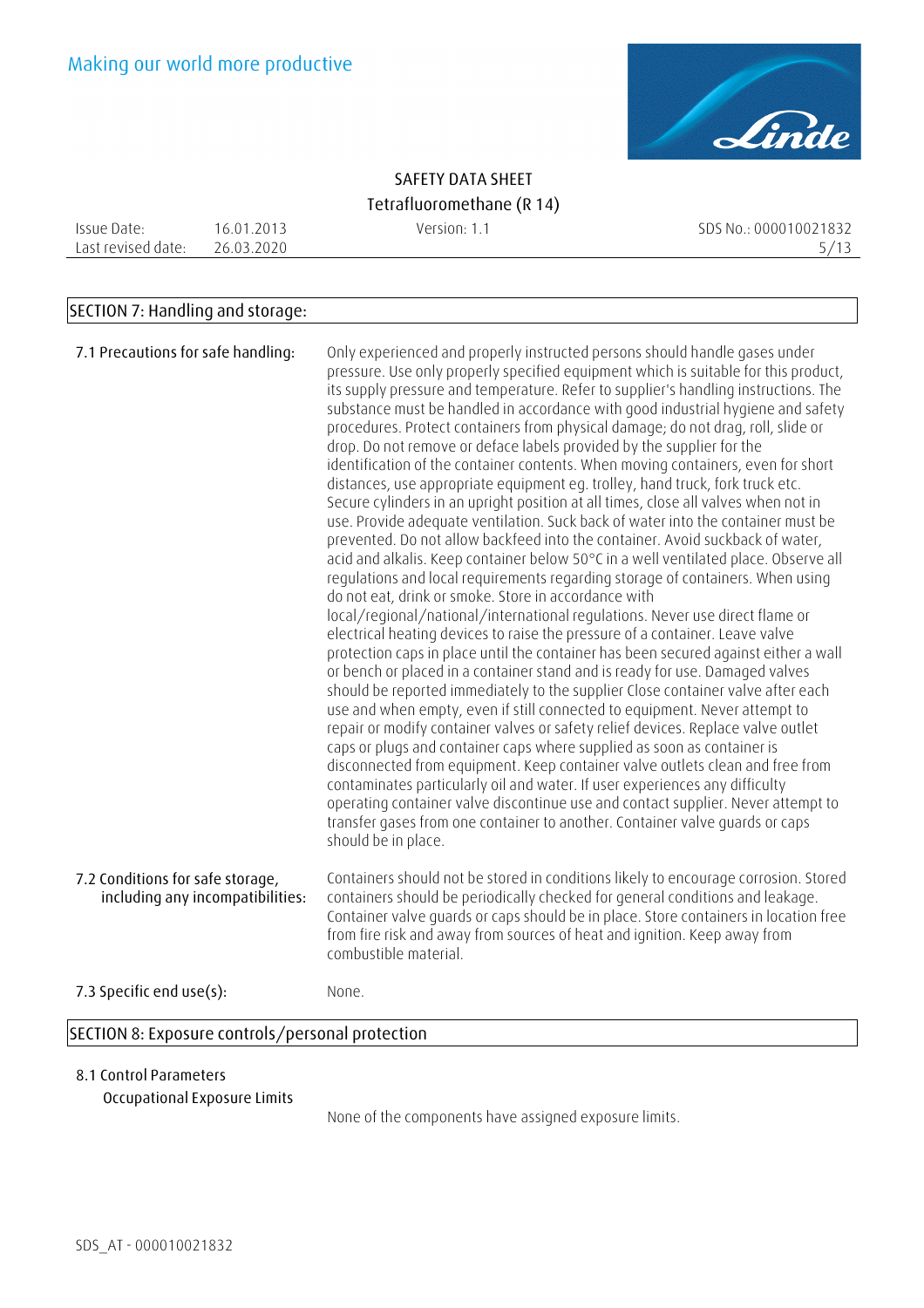## SECTION 7: Handling and storage:

**7.1 Precautions for safe handling:**

Only experienced and properly instructed persons should handle gases under pressure. Use only properly specified equipment which is suitable for this product, its supply pressure and temperature. Refer to supplier's handling instructions. The substance must be handled in accordance with good industrial hygiene and safety procedures. Protect containers from physical damage; do not drag, roll, slide or drop. Do not remove or deface labels provided by the supplier for the identification of the container contents. When moving containers, even for short distances, use appropriate equipment eg. trolley, hand truck, fork truck etc. Secure cylinders in an upright position at all times, close all valves when not in use. Provide adequate ventilation. Suck back of water into the container must be prevented. Do not allow backfeed into the container. Avoid suckback of water, acid and alkalis. Keep container below 50°C in a well ventilated place. Observe all regulations and local requirements regarding storage of containers. When using do not eat, drink or smoke. Store in accordance with local/regional/national/international regulations. Never use direct flame or electrical heating devices to raise the pressure of a container. Leave valve protection caps in place until the container has been secured against either a wall or bench or placed in a container stand and is ready for use. Damaged valves should be reported immediately to the supplier Close container valve after each use and when empty, even if still connected to equipment. Never attempt to repair or modify container valves or safety relief devices. Replace valve outlet caps or plugs and container caps where supplied as soon as container is disconnected from equipment. Keep container valve outlets clean and free from contaminates particularly oil and water. If user experiences any difficulty operating container valve discontinue use and contact supplier. Never attempt to transfer gases from one container to another. Container valve guards or caps should be in place.

**7.2 Conditions for safe storage, including any incompatibilities:**

Containers should not be stored in conditions likely to encourage corrosion. Stored containers should be periodically checked for general conditions and leakage. Container valve guards or caps should be in place. Store containers in location free from fire risk and away from sources of heat and ignition. Keep away from combustible material.

**7.3 Specific end use(s):**

None.

## SECTION 8: Exposure controls/personal protection

**8.1 Control Parameters**

Occupational Exposure Limits

None of the components have assigned exposure limits.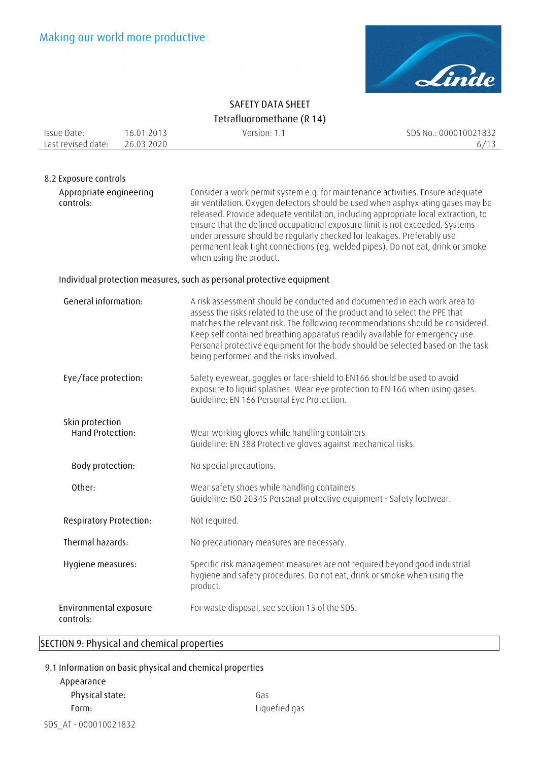### 8.2 Exposure controls

**Appropriate engineering controls:** Consider a work permit system e.g. for maintenance activities. Ensure adequate air ventilation. Oxygen detectors should be used when asphyxiating gases may be released. Provide adequate ventilation, including appropriate local extraction, to ensure that the defined occupational exposure limit is not exceeded. Systems under pressure should be regularly checked for leakages. Preferably use permanent leak tight connections (eg. welded pipes). Do not eat, drink or smoke when using the product.

**Individual protection measures, such as personal protective equipment**

**General information:** A risk assessment should be conducted and documented in each work area to assess the risks related to the use of the product and to select the PPE that matches the relevant risk. The following recommendations should be considered. Keep self contained breathing apparatus readily available for emergency use. Personal protective equipment for the body should be selected based on the task being performed and the risks involved.

**Eye/face protection:** Safety eyewear, goggles or face-shield to EN166 should be used to avoid exposure to liquid splashes. Wear eye protection to EN 166 when using gases. Guideline: EN 166 Personal Eye Protection.

**Skin protection**

**Hand Protection:** Wear working gloves while handling containers
Guideline: EN 388 Protective gloves against mechanical risks.

**Body protection:** No special precautions.

**Other:** Wear safety shoes while handling containers
Guideline: ISO 20345 Personal protective equipment - Safety footwear.

**Respiratory Protection:** Not required.

**Thermal hazards:** No precautionary measures are necessary.

**Hygiene measures:** Specific risk management measures are not required beyond good industrial hygiene and safety procedures. Do not eat, drink or smoke when using the product.

**Environmental exposure controls:** For waste disposal, see section 13 of the SDS.

## SECTION 9: Physical and chemical properties

### 9.1 Information on basic physical and chemical properties

**Appearance**

**Physical state:** Gas

**Form:** Liquefied gas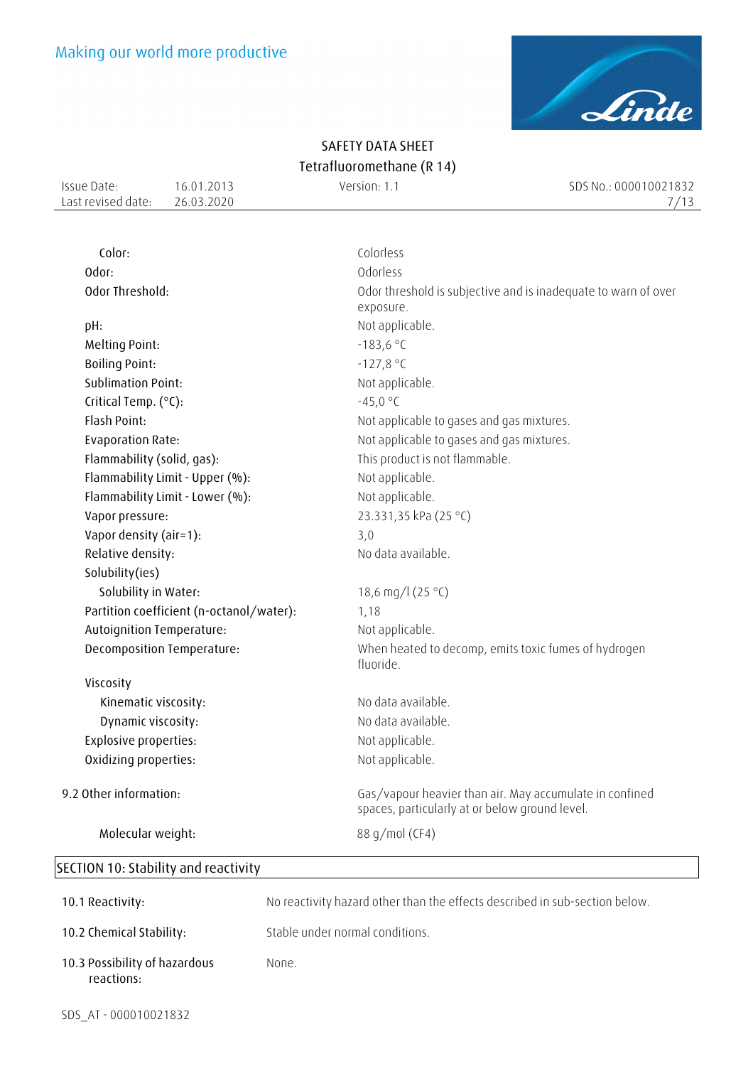| | |
|---|---|
| Color: | Colorless |
| Odor: | Odorless |
| Odor Threshold: | Odor threshold is subjective and is inadequate to warn of over exposure. |
| pH: | Not applicable. |
| Melting Point: | -183,6 °C |
| Boiling Point: | -127,8 °C |
| Sublimation Point: | Not applicable. |
| Critical Temp. (°C): | -45,0 °C |
| Flash Point: | Not applicable to gases and gas mixtures. |
| Evaporation Rate: | Not applicable to gases and gas mixtures. |
| Flammability (solid, gas): | This product is not flammable. |
| Flammability Limit - Upper (%): | Not applicable. |
| Flammability Limit - Lower (%): | Not applicable. |
| Vapor pressure: | 23.331,35 kPa (25 °C) |
| Vapor density (air=1): | 3,0 |
| Relative density: | No data available. |
| Solubility(ies) | |
| Solubility in Water: | 18,6 mg/l (25 °C) |
| Partition coefficient (n-octanol/water): | 1,18 |
| Autoignition Temperature: | Not applicable. |
| Decomposition Temperature: | When heated to decomp, emits toxic fumes of hydrogen fluoride. |
| Viscosity | |
| Kinematic viscosity: | No data available. |
| Dynamic viscosity: | No data available. |
| Explosive properties: | Not applicable. |
| Oxidizing properties: | Not applicable. |

**9.2 Other information:** Gas/vapour heavier than air. May accumulate in confined spaces, particularly at or below ground level.

Molecular weight: 88 g/mol ($CF_4$)

## SECTION 10: Stability and reactivity

**10.1 Reactivity:** No reactivity hazard other than the effects described in sub-section below.

**10.2 Chemical Stability:** Stable under normal conditions.

**10.3 Possibility of hazardous reactions:** None.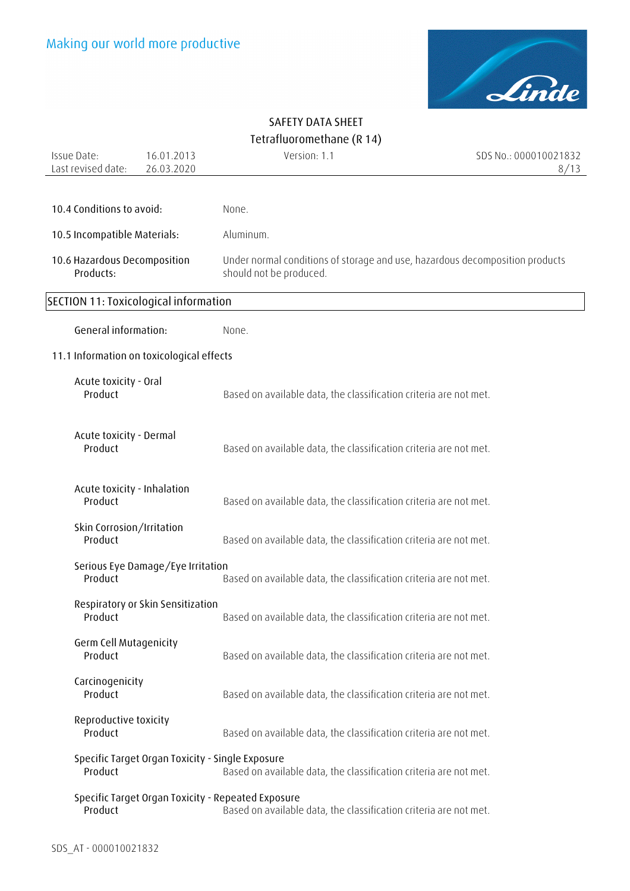**10.4 Conditions to avoid:** None.

**10.5 Incompatible Materials:** Aluminum.

**10.6 Hazardous Decomposition Products:** Under normal conditions of storage and use, hazardous decomposition products should not be produced.

## SECTION 11: Toxicological information

**General information:** None.

### 11.1 Information on toxicological effects

**Acute toxicity - Oral**
Product: Based on available data, the classification criteria are not met.

**Acute toxicity - Dermal**
Product: Based on available data, the classification criteria are not met.

**Acute toxicity - Inhalation**
Product: Based on available data, the classification criteria are not met.

**Skin Corrosion/Irritation**
Product: Based on available data, the classification criteria are not met.

**Serious Eye Damage/Eye Irritation**
Product: Based on available data, the classification criteria are not met.

**Respiratory or Skin Sensitization**
Product: Based on available data, the classification criteria are not met.

**Germ Cell Mutagenicity**
Product: Based on available data, the classification criteria are not met.

**Carcinogenicity**
Product: Based on available data, the classification criteria are not met.

**Reproductive toxicity**
Product: Based on available data, the classification criteria are not met.

**Specific Target Organ Toxicity - Single Exposure**
Product: Based on available data, the classification criteria are not met.

**Specific Target Organ Toxicity - Repeated Exposure**
Product: Based on available data, the classification criteria are not met.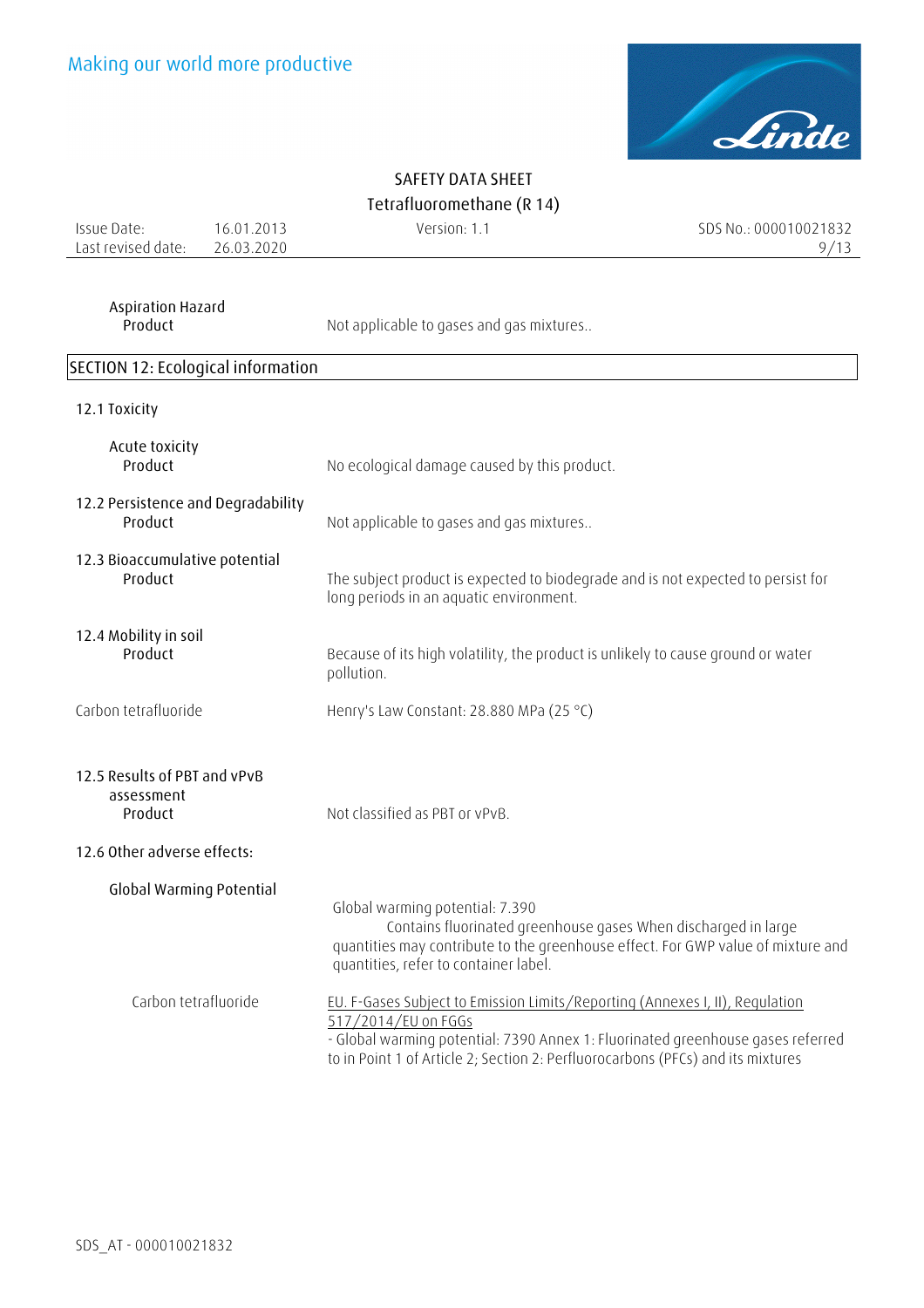**Aspiration Hazard**

| | |
|---|---|
| Product | Not applicable to gases and gas mixtures.. |

## SECTION 12: Ecological information

### 12.1 Toxicity

**Acute toxicity**

| | |
|---|---|
| Product | No ecological damage caused by this product. |

### 12.2 Persistence and Degradability

| | |
|---|---|
| Product | Not applicable to gases and gas mixtures.. |

### 12.3 Bioaccumulative potential

| | |
|---|---|
| Product | The subject product is expected to biodegrade and is not expected to persist for long periods in an aquatic environment. |

### 12.4 Mobility in soil

| | |
|---|---|
| Product | Because of its high volatility, the product is unlikely to cause ground or water pollution. |
| Carbon tetrafluoride | Henry's Law Constant: 28.880 MPa (25 °C) |

### 12.5 Results of PBT and vPvB assessment

| | |
|---|---|
| Product | Not classified as PBT or vPvB. |

### 12.6 Other adverse effects:

**Global Warming Potential**

Global warming potential: 7.390
Contains fluorinated greenhouse gases When discharged in large quantities may contribute to the greenhouse effect. For GWP value of mixture and quantities, refer to container label.

| | |
|---|---|
| Carbon tetrafluoride | EU. F-Gases Subject to Emission Limits/Reporting (Annexes I, II), Regulation 517/2014/EU on FGGs<br>- Global warming potential: 7390 Annex 1: Fluorinated greenhouse gases referred to in Point 1 of Article 2; Section 2: Perfluorocarbons (PFCs) and its mixtures |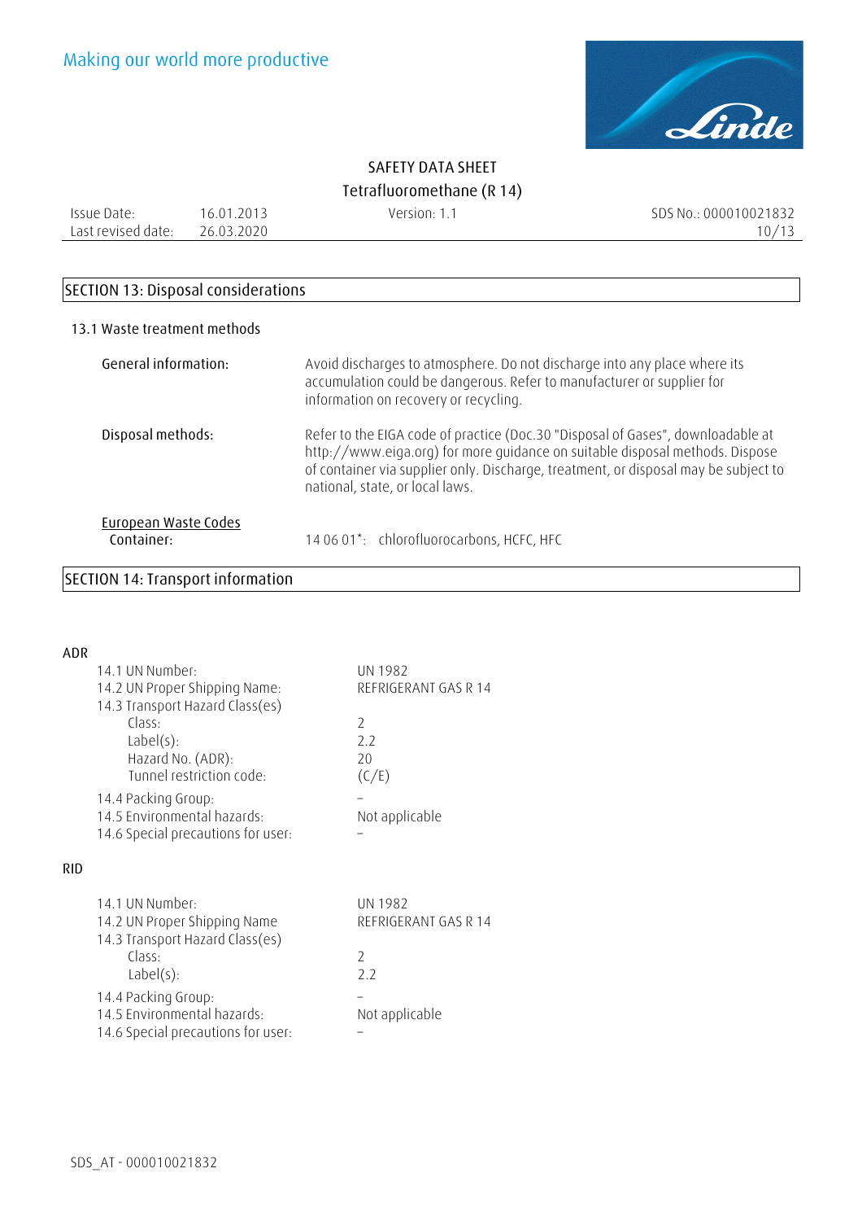## SECTION 13: Disposal considerations

### 13.1 Waste treatment methods

| | |
|---|---|
| General information: | Avoid discharges to atmosphere. Do not discharge into any place where its accumulation could be dangerous. Refer to manufacturer or supplier for information on recovery or recycling. |
| Disposal methods: | Refer to the EIGA code of practice (Doc.30 "Disposal of Gases", downloadable at http://www.eiga.org) for more guidance on suitable disposal methods. Dispose of container via supplier only. Discharge, treatment, or disposal may be subject to national, state, or local laws. |

**European Waste Codes**

Container: 14 06 01*: chlorofluorocarbons, HCFC, HFC

## SECTION 14: Transport information

### ADR

| | |
|---|---|
| 14.1 UN Number: | UN 1982 |
| 14.2 UN Proper Shipping Name: | REFRIGERANT GAS R 14 |
| 14.3 Transport Hazard Class(es) | |
| Class: | 2 |
| Label(s): | 2.2 |
| Hazard No. (ADR): | 20 |
| Tunnel restriction code: | (C/E) |
| 14.4 Packing Group: | – |
| 14.5 Environmental hazards: | Not applicable |
| 14.6 Special precautions for user: | – |

### RID

| | |
|---|---|
| 14.1 UN Number: | UN 1982 |
| 14.2 UN Proper Shipping Name | REFRIGERANT GAS R 14 |
| 14.3 Transport Hazard Class(es) | |
| Class: | 2 |
| Label(s): | 2.2 |
| 14.4 Packing Group: | – |
| 14.5 Environmental hazards: | Not applicable |
| 14.6 Special precautions for user: | – |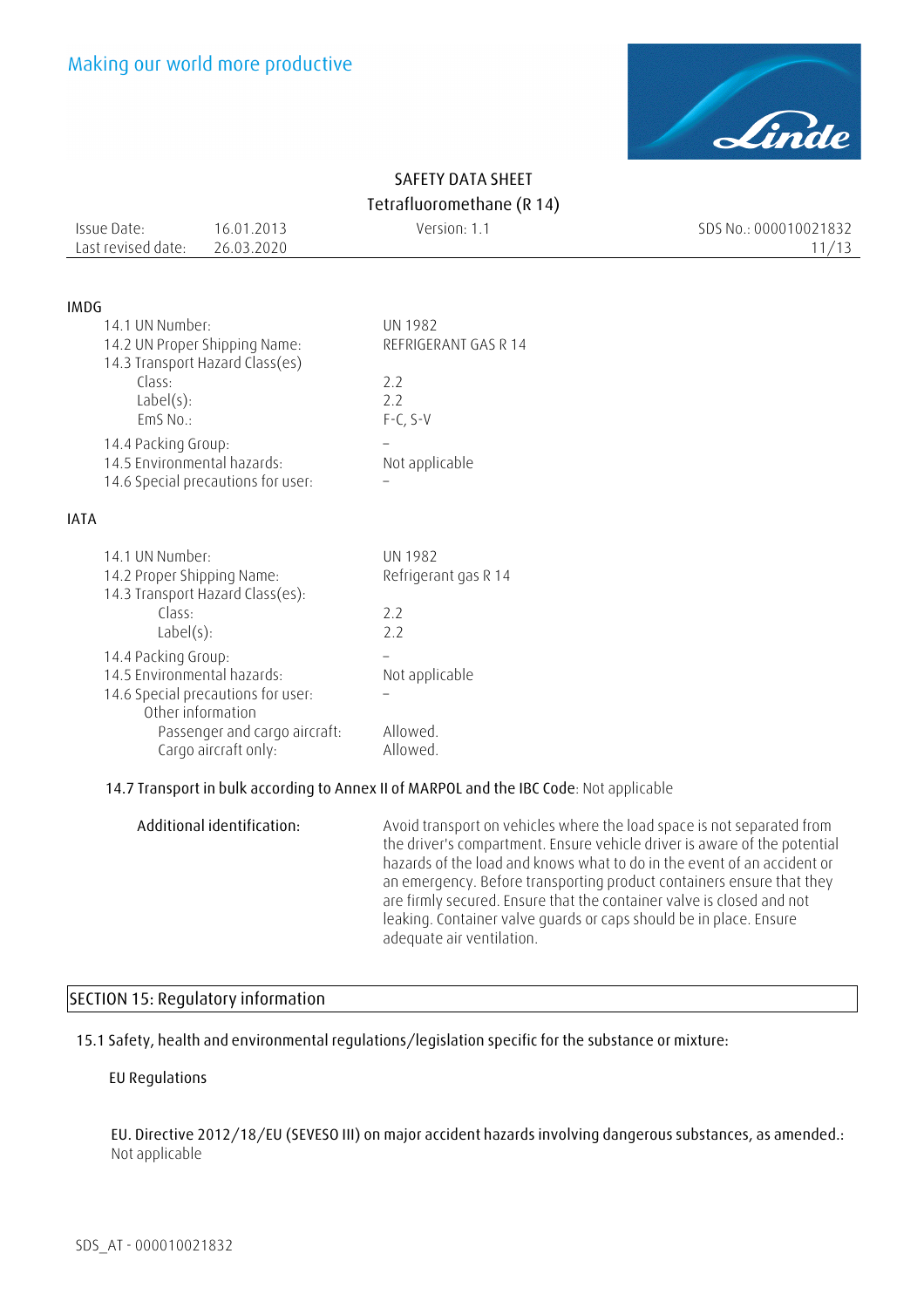**IMDG**

| | |
|---|---|
| 14.1 UN Number: | UN 1982 |
| 14.2 UN Proper Shipping Name: | REFRIGERANT GAS R 14 |
| 14.3 Transport Hazard Class(es) | |
| Class: | 2.2 |
| Label(s): | 2.2 |
| EmS No.: | F-C, S-V |
| 14.4 Packing Group: | – |
| 14.5 Environmental hazards: | Not applicable |
| 14.6 Special precautions for user: | – |

**IATA**

| | |
|---|---|
| 14.1 UN Number: | UN 1982 |
| 14.2 Proper Shipping Name: | Refrigerant gas R 14 |
| 14.3 Transport Hazard Class(es): | |
| Class: | 2.2 |
| Label(s): | 2.2 |
| 14.4 Packing Group: | – |
| 14.5 Environmental hazards: | Not applicable |
| 14.6 Special precautions for user: | – |
| Other information | |
| Passenger and cargo aircraft: | Allowed. |
| Cargo aircraft only: | Allowed. |

**14.7 Transport in bulk according to Annex II of MARPOL and the IBC Code**: Not applicable

**Additional identification:** Avoid transport on vehicles where the load space is not separated from the driver's compartment. Ensure vehicle driver is aware of the potential hazards of the load and knows what to do in the event of an accident or an emergency. Before transporting product containers ensure that they are firmly secured. Ensure that the container valve is closed and not leaking. Container valve guards or caps should be in place. Ensure adequate air ventilation.

## SECTION 15: Regulatory information

15.1 Safety, health and environmental regulations/legislation specific for the substance or mixture:

EU Regulations

EU. Directive 2012/18/EU (SEVESO III) on major accident hazards involving dangerous substances, as amended.:
Not applicable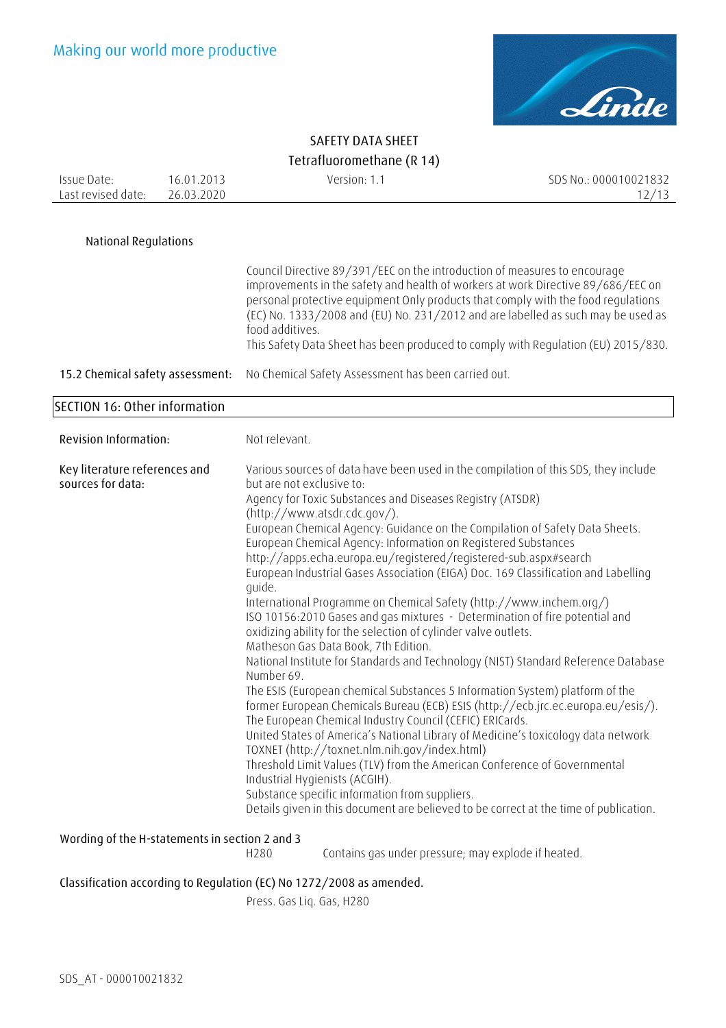National Regulations

Council Directive 89/391/EEC on the introduction of measures to encourage improvements in the safety and health of workers at work Directive 89/686/EEC on personal protective equipment Only products that comply with the food regulations (EC) No. 1333/2008 and (EU) No. 231/2012 and are labelled as such may be used as food additives.
This Safety Data Sheet has been produced to comply with Regulation (EU) 2015/830.

**15.2 Chemical safety assessment:** No Chemical Safety Assessment has been carried out.

## SECTION 16: Other information

**Revision Information:** Not relevant.

**Key literature references and sources for data:**

Various sources of data have been used in the compilation of this SDS, they include but are not exclusive to:
Agency for Toxic Substances and Diseases Registry (ATSDR) (http://www.atsdr.cdc.gov/).
European Chemical Agency: Guidance on the Compilation of Safety Data Sheets.
European Chemical Agency: Information on Registered Substances http://apps.echa.europa.eu/registered/registered-sub.aspx#search
European Industrial Gases Association (EIGA) Doc. 169 Classification and Labelling guide.
International Programme on Chemical Safety (http://www.inchem.org/)
ISO 10156:2010 Gases and gas mixtures - Determination of fire potential and oxidizing ability for the selection of cylinder valve outlets.
Matheson Gas Data Book, 7th Edition.
National Institute for Standards and Technology (NIST) Standard Reference Database Number 69.
The ESIS (European chemical Substances 5 Information System) platform of the former European Chemicals Bureau (ECB) ESIS (http://ecb.jrc.ec.europa.eu/esis/).
The European Chemical Industry Council (CEFIC) ERICards.
United States of America's National Library of Medicine's toxicology data network TOXNET (http://toxnet.nlm.nih.gov/index.html)
Threshold Limit Values (TLV) from the American Conference of Governmental Industrial Hygienists (ACGIH).
Substance specific information from suppliers.
Details given in this document are believed to be correct at the time of publication.

**Wording of the H-statements in section 2 and 3**

H280 Contains gas under pressure; may explode if heated.

**Classification according to Regulation (EC) No 1272/2008 as amended.**

Press. Gas Liq. Gas, H280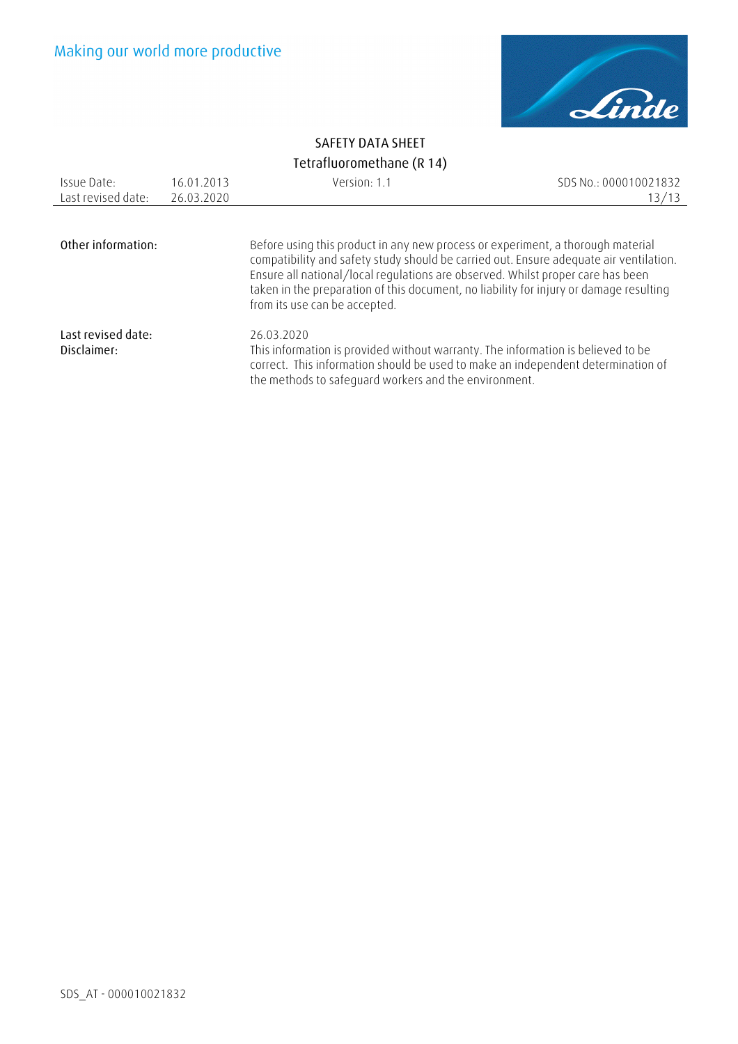**Other information:** Before using this product in any new process or experiment, a thorough material compatibility and safety study should be carried out. Ensure adequate air ventilation. Ensure all national/local regulations are observed. Whilst proper care has been taken in the preparation of this document, no liability for injury or damage resulting from its use can be accepted.

**Last revised date:** 26.03.2020

**Disclaimer:** This information is provided without warranty. The information is believed to be correct. This information should be used to make an independent determination of the methods to safeguard workers and the environment.